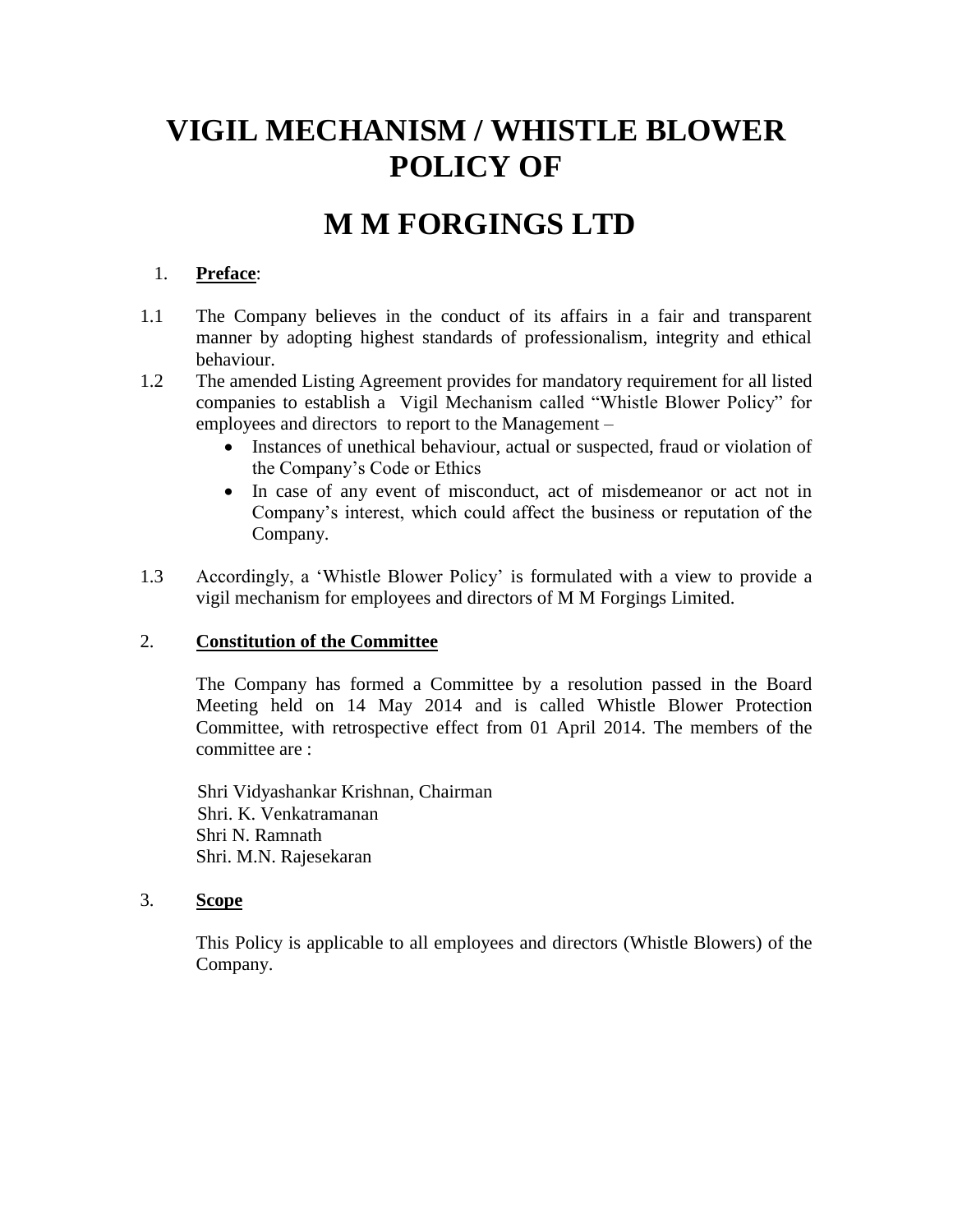# VIGIL MECHANISM / WHISTLE BLOWER POLICY OF

# M M FORGINGS LTD

1. **Preface**:

1.1 The Company believes in the conduct of its affairs in a fair and transparent manner by adopting highest standards of professionalism, integrity and ethical behaviour.

1.2 The amended Listing Agreement provides for mandatory requirement for all listed companies to establish a Vigil Mechanism called “Whistle Blower Policy” for employees and directors to report to the Management –

- Instances of unethical behaviour, actual or suspected, fraud or violation of the Company’s Code or Ethics
- In case of any event of misconduct, act of misdemeanor or act not in Company’s interest, which could affect the business or reputation of the Company.

1.3 Accordingly, a ‘Whistle Blower Policy’ is formulated with a view to provide a vigil mechanism for employees and directors of M M Forgings Limited.

2. **Constitution of the Committee**

The Company has formed a Committee by a resolution passed in the Board Meeting held on 14 May 2014 and is called Whistle Blower Protection Committee, with retrospective effect from 01 April 2014. The members of the committee are :

Shri Vidyashankar Krishnan, Chairman
Shri. K. Venkatramanan
Shri N. Ramnath
Shri. M.N. Rajesekaran

3. **Scope**

This Policy is applicable to all employees and directors (Whistle Blowers) of the Company.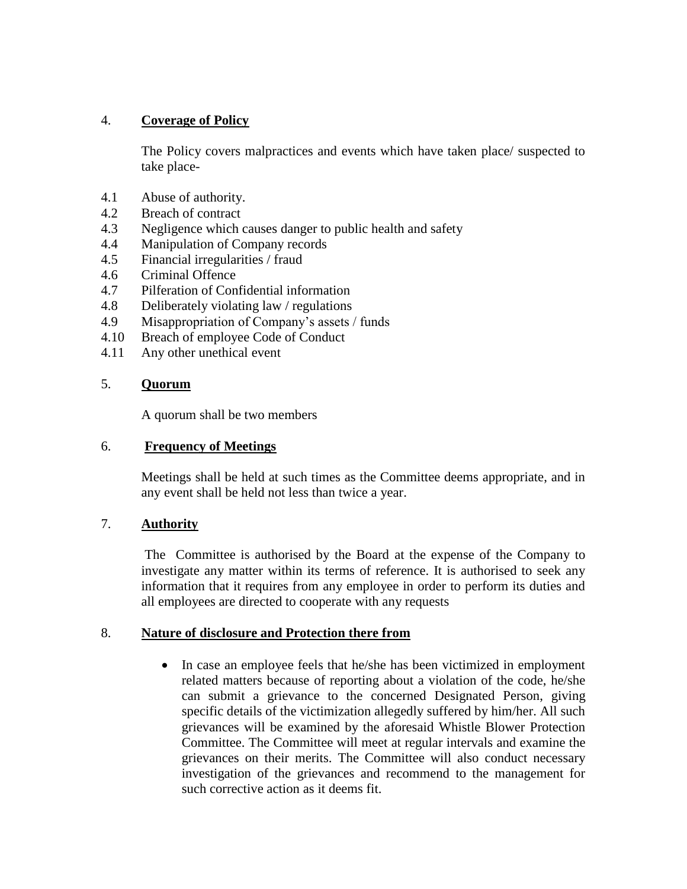## 4. **Coverage of Policy**

The Policy covers malpractices and events which have taken place/ suspected to take place-

4.1 Abuse of authority.
4.2 Breach of contract
4.3 Negligence which causes danger to public health and safety
4.4 Manipulation of Company records
4.5 Financial irregularities / fraud
4.6 Criminal Offence
4.7 Pilferation of Confidential information
4.8 Deliberately violating law / regulations
4.9 Misappropriation of Company's assets / funds
4.10 Breach of employee Code of Conduct
4.11 Any other unethical event

## 5. **Quorum**

A quorum shall be two members

## 6. **Frequency of Meetings**

Meetings shall be held at such times as the Committee deems appropriate, and in any event shall be held not less than twice a year.

## 7. **Authority**

The Committee is authorised by the Board at the expense of the Company to investigate any matter within its terms of reference. It is authorised to seek any information that it requires from any employee in order to perform its duties and all employees are directed to cooperate with any requests

## 8. **Nature of disclosure and Protection there from**

- In case an employee feels that he/she has been victimized in employment related matters because of reporting about a violation of the code, he/she can submit a grievance to the concerned Designated Person, giving specific details of the victimization allegedly suffered by him/her. All such grievances will be examined by the aforesaid Whistle Blower Protection Committee. The Committee will meet at regular intervals and examine the grievances on their merits. The Committee will also conduct necessary investigation of the grievances and recommend to the management for such corrective action as it deems fit.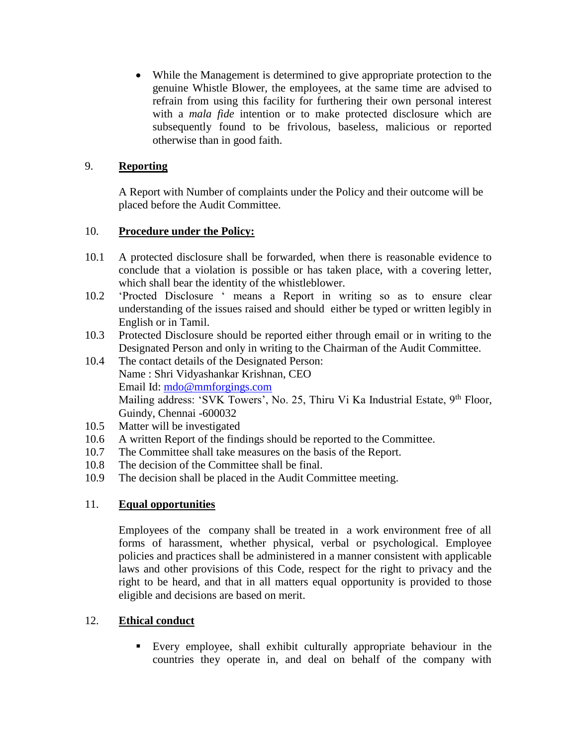- While the Management is determined to give appropriate protection to the genuine Whistle Blower, the employees, at the same time are advised to refrain from using this facility for furthering their own personal interest with a *mala fide* intention or to make protected disclosure which are subsequently found to be frivolous, baseless, malicious or reported otherwise than in good faith.

## 9. Reporting

A Report with Number of complaints under the Policy and their outcome will be placed before the Audit Committee.

## 10. Procedure under the Policy:

10.1 A protected disclosure shall be forwarded, when there is reasonable evidence to conclude that a violation is possible or has taken place, with a covering letter, which shall bear the identity of the whistleblower.

10.2 'Procted Disclosure ' means a Report in writing so as to ensure clear understanding of the issues raised and should either be typed or written legibly in English or in Tamil.

10.3 Protected Disclosure should be reported either through email or in writing to the Designated Person and only in writing to the Chairman of the Audit Committee.

10.4 The contact details of the Designated Person:
Name : Shri Vidyashankar Krishnan, CEO
Email Id: mdo@mmforgings.com
Mailing address: 'SVK Towers', No. 25, Thiru Vi Ka Industrial Estate, 9th Floor, Guindy, Chennai -600032

10.5 Matter will be investigated

10.6 A written Report of the findings should be reported to the Committee.

10.7 The Committee shall take measures on the basis of the Report.

10.8 The decision of the Committee shall be final.

10.9 The decision shall be placed in the Audit Committee meeting.

## 11. Equal opportunities

Employees of the company shall be treated in a work environment free of all forms of harassment, whether physical, verbal or psychological. Employee policies and practices shall be administered in a manner consistent with applicable laws and other provisions of this Code, respect for the right to privacy and the right to be heard, and that in all matters equal opportunity is provided to those eligible and decisions are based on merit.

## 12. Ethical conduct

- Every employee, shall exhibit culturally appropriate behaviour in the countries they operate in, and deal on behalf of the company with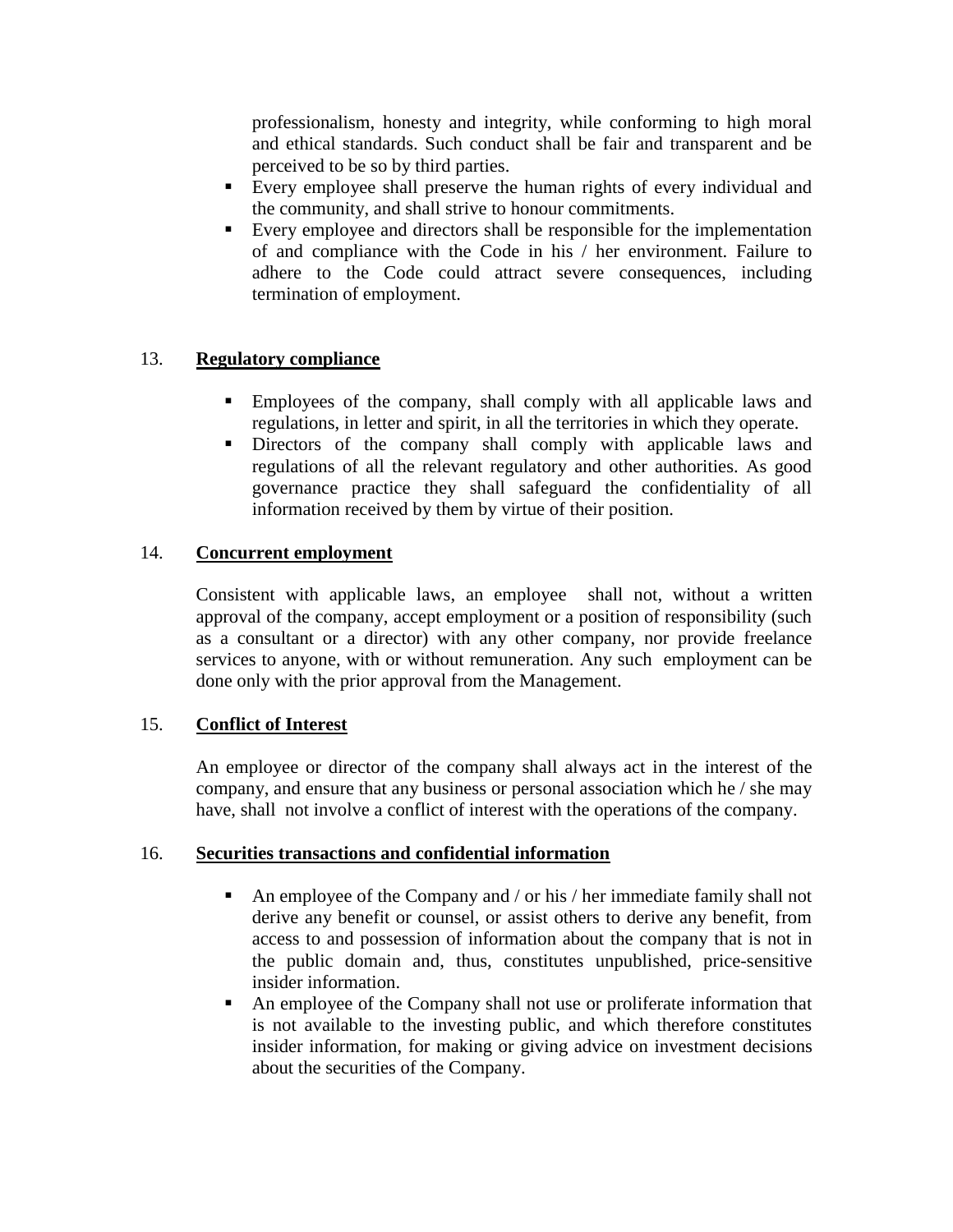professionalism, honesty and integrity, while conforming to high moral and ethical standards. Such conduct shall be fair and transparent and be perceived to be so by third parties.

- Every employee shall preserve the human rights of every individual and the community, and shall strive to honour commitments.
- Every employee and directors shall be responsible for the implementation of and compliance with the Code in his / her environment. Failure to adhere to the Code could attract severe consequences, including termination of employment.

## 13. Regulatory compliance

- Employees of the company, shall comply with all applicable laws and regulations, in letter and spirit, in all the territories in which they operate.
- Directors of the company shall comply with applicable laws and regulations of all the relevant regulatory and other authorities. As good governance practice they shall safeguard the confidentiality of all information received by them by virtue of their position.

## 14. Concurrent employment

Consistent with applicable laws, an employee shall not, without a written approval of the company, accept employment or a position of responsibility (such as a consultant or a director) with any other company, nor provide freelance services to anyone, with or without remuneration. Any such employment can be done only with the prior approval from the Management.

## 15. Conflict of Interest

An employee or director of the company shall always act in the interest of the company, and ensure that any business or personal association which he / she may have, shall not involve a conflict of interest with the operations of the company.

## 16. Securities transactions and confidential information

- An employee of the Company and / or his / her immediate family shall not derive any benefit or counsel, or assist others to derive any benefit, from access to and possession of information about the company that is not in the public domain and, thus, constitutes unpublished, price-sensitive insider information.
- An employee of the Company shall not use or proliferate information that is not available to the investing public, and which therefore constitutes insider information, for making or giving advice on investment decisions about the securities of the Company.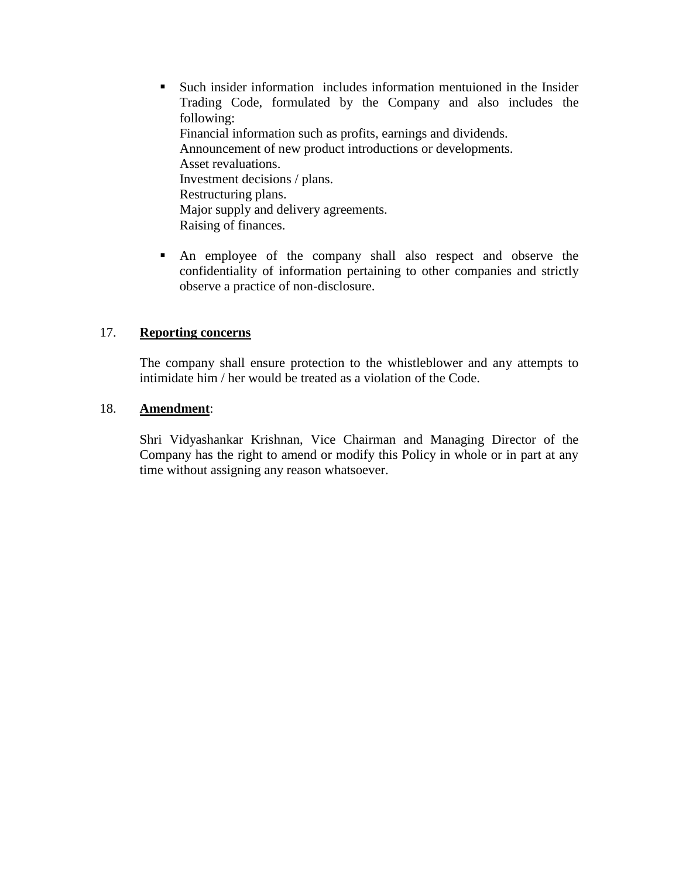- Such insider information includes information mentuioned in the Insider Trading Code, formulated by the Company and also includes the following:
  Financial information such as profits, earnings and dividends.
  Announcement of new product introductions or developments.
  Asset revaluations.
  Investment decisions / plans.
  Restructuring plans.
  Major supply and delivery agreements.
  Raising of finances.

- An employee of the company shall also respect and observe the confidentiality of information pertaining to other companies and strictly observe a practice of non-disclosure.

17. **Reporting concerns**

The company shall ensure protection to the whistleblower and any attempts to intimidate him / her would be treated as a violation of the Code.

18. **Amendment**:

Shri Vidyashankar Krishnan, Vice Chairman and Managing Director of the Company has the right to amend or modify this Policy in whole or in part at any time without assigning any reason whatsoever.